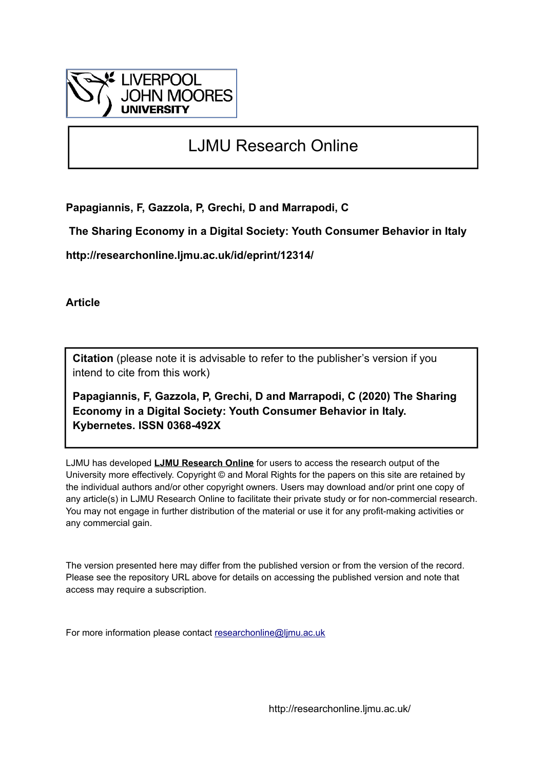LIVERPOOL JOHN MOORES UNIVERSITY

# LJMU Research Online

**Papagiannis, F, Gazzola, P, Grechi, D and Marrapodi, C**

**The Sharing Economy in a Digital Society: Youth Consumer Behavior in Italy**

**http://researchonline.ljmu.ac.uk/id/eprint/12314/**

**Article**

**Citation** (please note it is advisable to refer to the publisher's version if you intend to cite from this work)

**Papagiannis, F, Gazzola, P, Grechi, D and Marrapodi, C (2020) The Sharing Economy in a Digital Society: Youth Consumer Behavior in Italy. Kybernetes. ISSN 0368-492X**

LJMU has developed **LJMU Research Online** for users to access the research output of the University more effectively. Copyright © and Moral Rights for the papers on this site are retained by the individual authors and/or other copyright owners. Users may download and/or print one copy of any article(s) in LJMU Research Online to facilitate their private study or for non-commercial research. You may not engage in further distribution of the material or use it for any profit-making activities or any commercial gain.

The version presented here may differ from the published version or from the version of the record. Please see the repository URL above for details on accessing the published version and note that access may require a subscription.

For more information please contact researchonline@ljmu.ac.uk

http://researchonline.ljmu.ac.uk/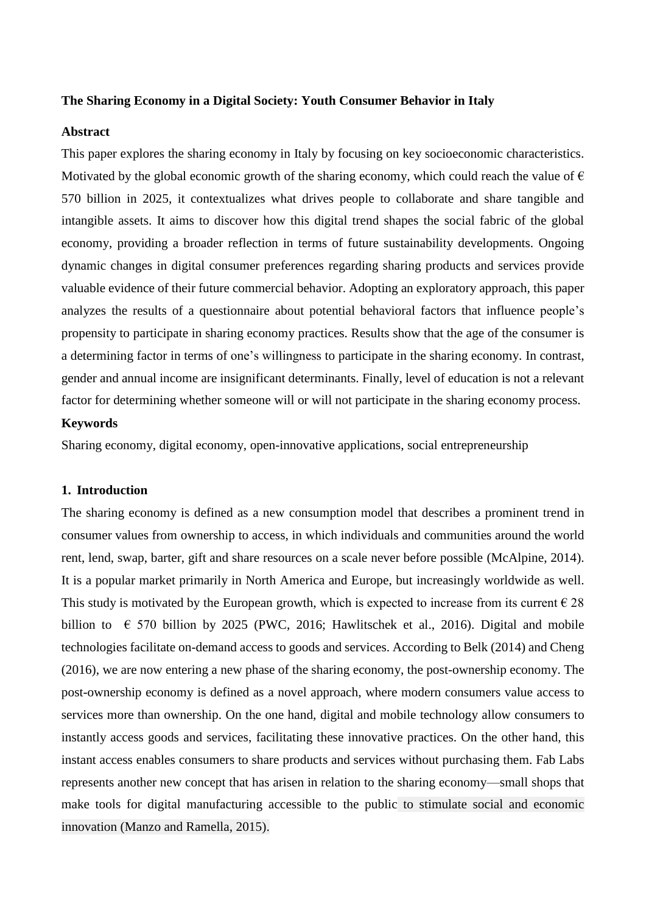**The Sharing Economy in a Digital Society: Youth Consumer Behavior in Italy**

**Abstract**

This paper explores the sharing economy in Italy by focusing on key socioeconomic characteristics. Motivated by the global economic growth of the sharing economy, which could reach the value of € 570 billion in 2025, it contextualizes what drives people to collaborate and share tangible and intangible assets. It aims to discover how this digital trend shapes the social fabric of the global economy, providing a broader reflection in terms of future sustainability developments. Ongoing dynamic changes in digital consumer preferences regarding sharing products and services provide valuable evidence of their future commercial behavior. Adopting an exploratory approach, this paper analyzes the results of a questionnaire about potential behavioral factors that influence people's propensity to participate in sharing economy practices. Results show that the age of the consumer is a determining factor in terms of one's willingness to participate in the sharing economy. In contrast, gender and annual income are insignificant determinants. Finally, level of education is not a relevant factor for determining whether someone will or will not participate in the sharing economy process.

**Keywords**

Sharing economy, digital economy, open-innovative applications, social entrepreneurship

## 1. Introduction

The sharing economy is defined as a new consumption model that describes a prominent trend in consumer values from ownership to access, in which individuals and communities around the world rent, lend, swap, barter, gift and share resources on a scale never before possible (McAlpine, 2014). It is a popular market primarily in North America and Europe, but increasingly worldwide as well. This study is motivated by the European growth, which is expected to increase from its current € 28 billion to € 570 billion by 2025 (PWC, 2016; Hawlitschek et al., 2016). Digital and mobile technologies facilitate on-demand access to goods and services. According to Belk (2014) and Cheng (2016), we are now entering a new phase of the sharing economy, the post-ownership economy. The post-ownership economy is defined as a novel approach, where modern consumers value access to services more than ownership. On the one hand, digital and mobile technology allow consumers to instantly access goods and services, facilitating these innovative practices. On the other hand, this instant access enables consumers to share products and services without purchasing them. Fab Labs represents another new concept that has arisen in relation to the sharing economy—small shops that make tools for digital manufacturing accessible to the public to stimulate social and economic innovation (Manzo and Ramella, 2015).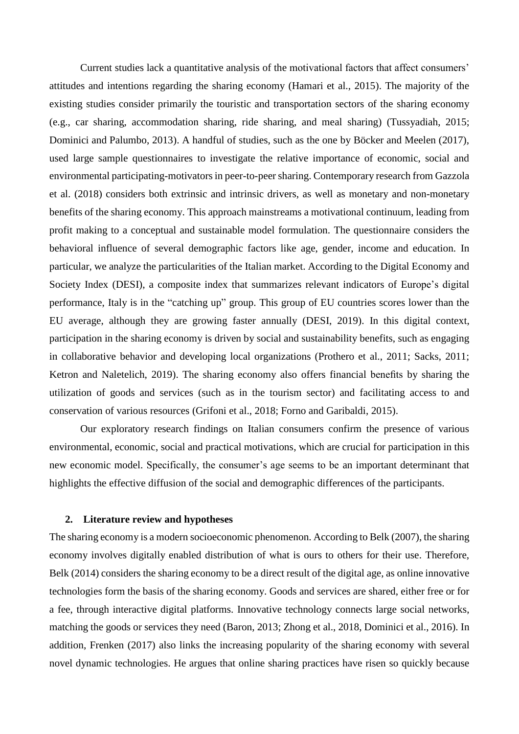Current studies lack a quantitative analysis of the motivational factors that affect consumers' attitudes and intentions regarding the sharing economy (Hamari et al., 2015). The majority of the existing studies consider primarily the touristic and transportation sectors of the sharing economy (e.g., car sharing, accommodation sharing, ride sharing, and meal sharing) (Tussyadiah, 2015; Dominici and Palumbo, 2013). A handful of studies, such as the one by Böcker and Meelen (2017), used large sample questionnaires to investigate the relative importance of economic, social and environmental participating-motivators in peer-to-peer sharing. Contemporary research from Gazzola et al. (2018) considers both extrinsic and intrinsic drivers, as well as monetary and non-monetary benefits of the sharing economy. This approach mainstreams a motivational continuum, leading from profit making to a conceptual and sustainable model formulation. The questionnaire considers the behavioral influence of several demographic factors like age, gender, income and education. In particular, we analyze the particularities of the Italian market. According to the Digital Economy and Society Index (DESI), a composite index that summarizes relevant indicators of Europe's digital performance, Italy is in the "catching up" group. This group of EU countries scores lower than the EU average, although they are growing faster annually (DESI, 2019). In this digital context, participation in the sharing economy is driven by social and sustainability benefits, such as engaging in collaborative behavior and developing local organizations (Prothero et al., 2011; Sacks, 2011; Ketron and Naletelich, 2019). The sharing economy also offers financial benefits by sharing the utilization of goods and services (such as in the tourism sector) and facilitating access to and conservation of various resources (Grifoni et al., 2018; Forno and Garibaldi, 2015).

Our exploratory research findings on Italian consumers confirm the presence of various environmental, economic, social and practical motivations, which are crucial for participation in this new economic model. Specifically, the consumer's age seems to be an important determinant that highlights the effective diffusion of the social and demographic differences of the participants.

## 2. Literature review and hypotheses

The sharing economy is a modern socioeconomic phenomenon. According to Belk (2007), the sharing economy involves digitally enabled distribution of what is ours to others for their use. Therefore, Belk (2014) considers the sharing economy to be a direct result of the digital age, as online innovative technologies form the basis of the sharing economy. Goods and services are shared, either free or for a fee, through interactive digital platforms. Innovative technology connects large social networks, matching the goods or services they need (Baron, 2013; Zhong et al., 2018, Dominici et al., 2016). In addition, Frenken (2017) also links the increasing popularity of the sharing economy with several novel dynamic technologies. He argues that online sharing practices have risen so quickly because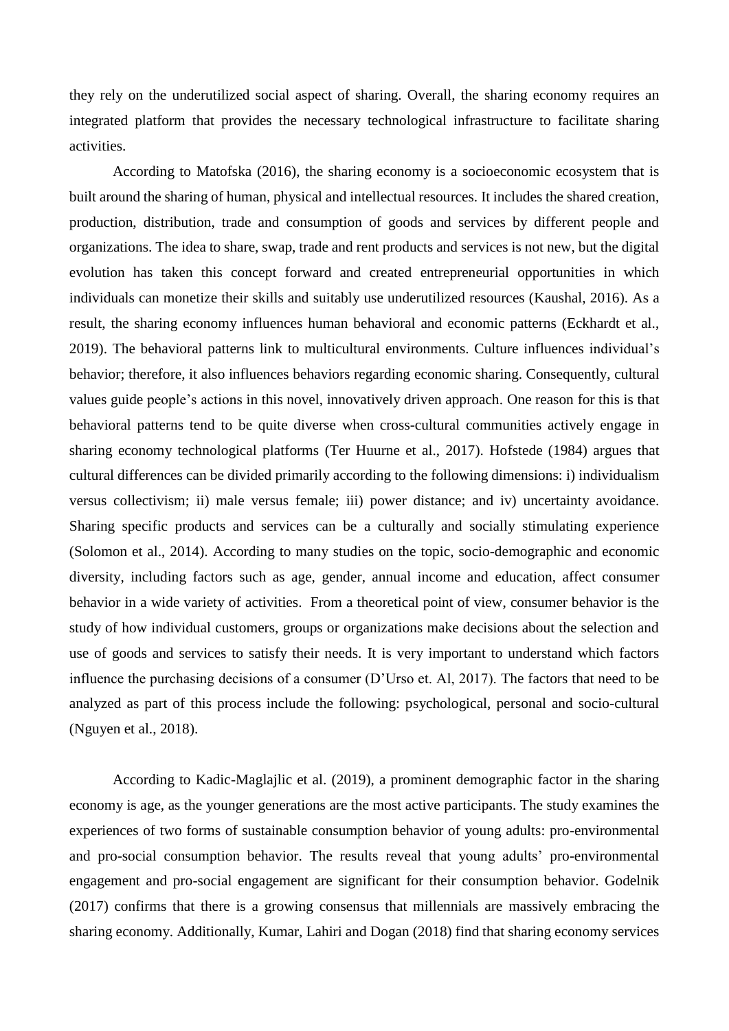they rely on the underutilized social aspect of sharing. Overall, the sharing economy requires an integrated platform that provides the necessary technological infrastructure to facilitate sharing activities.

According to Matofska (2016), the sharing economy is a socioeconomic ecosystem that is built around the sharing of human, physical and intellectual resources. It includes the shared creation, production, distribution, trade and consumption of goods and services by different people and organizations. The idea to share, swap, trade and rent products and services is not new, but the digital evolution has taken this concept forward and created entrepreneurial opportunities in which individuals can monetize their skills and suitably use underutilized resources (Kaushal, 2016). As a result, the sharing economy influences human behavioral and economic patterns (Eckhardt et al., 2019). The behavioral patterns link to multicultural environments. Culture influences individual's behavior; therefore, it also influences behaviors regarding economic sharing. Consequently, cultural values guide people's actions in this novel, innovatively driven approach. One reason for this is that behavioral patterns tend to be quite diverse when cross-cultural communities actively engage in sharing economy technological platforms (Ter Huurne et al., 2017). Hofstede (1984) argues that cultural differences can be divided primarily according to the following dimensions: i) individualism versus collectivism; ii) male versus female; iii) power distance; and iv) uncertainty avoidance. Sharing specific products and services can be a culturally and socially stimulating experience (Solomon et al., 2014). According to many studies on the topic, socio-demographic and economic diversity, including factors such as age, gender, annual income and education, affect consumer behavior in a wide variety of activities. From a theoretical point of view, consumer behavior is the study of how individual customers, groups or organizations make decisions about the selection and use of goods and services to satisfy their needs. It is very important to understand which factors influence the purchasing decisions of a consumer (D'Urso et. Al, 2017). The factors that need to be analyzed as part of this process include the following: psychological, personal and socio-cultural (Nguyen et al., 2018).

According to Kadic-Maglajlic et al. (2019), a prominent demographic factor in the sharing economy is age, as the younger generations are the most active participants. The study examines the experiences of two forms of sustainable consumption behavior of young adults: pro-environmental and pro-social consumption behavior. The results reveal that young adults' pro-environmental engagement and pro-social engagement are significant for their consumption behavior. Godelnik (2017) confirms that there is a growing consensus that millennials are massively embracing the sharing economy. Additionally, Kumar, Lahiri and Dogan (2018) find that sharing economy services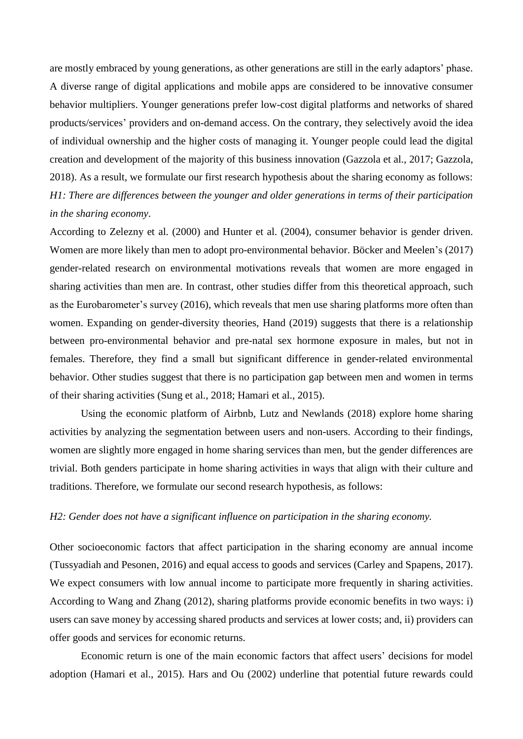are mostly embraced by young generations, as other generations are still in the early adaptors' phase. A diverse range of digital applications and mobile apps are considered to be innovative consumer behavior multipliers. Younger generations prefer low-cost digital platforms and networks of shared products/services' providers and on-demand access. On the contrary, they selectively avoid the idea of individual ownership and the higher costs of managing it. Younger people could lead the digital creation and development of the majority of this business innovation (Gazzola et al., 2017; Gazzola, 2018). As a result, we formulate our first research hypothesis about the sharing economy as follows: *H1: There are differences between the younger and older generations in terms of their participation in the sharing economy*.

According to Zelezny et al. (2000) and Hunter et al. (2004), consumer behavior is gender driven. Women are more likely than men to adopt pro-environmental behavior. Böcker and Meelen's (2017) gender-related research on environmental motivations reveals that women are more engaged in sharing activities than men are. In contrast, other studies differ from this theoretical approach, such as the Eurobarometer's survey (2016), which reveals that men use sharing platforms more often than women. Expanding on gender-diversity theories, Hand (2019) suggests that there is a relationship between pro-environmental behavior and pre-natal sex hormone exposure in males, but not in females. Therefore, they find a small but significant difference in gender-related environmental behavior. Other studies suggest that there is no participation gap between men and women in terms of their sharing activities (Sung et al., 2018; Hamari et al., 2015).

Using the economic platform of Airbnb, Lutz and Newlands (2018) explore home sharing activities by analyzing the segmentation between users and non-users. According to their findings, women are slightly more engaged in home sharing services than men, but the gender differences are trivial. Both genders participate in home sharing activities in ways that align with their culture and traditions. Therefore, we formulate our second research hypothesis, as follows:

*H2: Gender does not have a significant influence on participation in the sharing economy.*

Other socioeconomic factors that affect participation in the sharing economy are annual income (Tussyadiah and Pesonen, 2016) and equal access to goods and services (Carley and Spapens, 2017). We expect consumers with low annual income to participate more frequently in sharing activities. According to Wang and Zhang (2012), sharing platforms provide economic benefits in two ways: i) users can save money by accessing shared products and services at lower costs; and, ii) providers can offer goods and services for economic returns.

Economic return is one of the main economic factors that affect users' decisions for model adoption (Hamari et al., 2015). Hars and Ou (2002) underline that potential future rewards could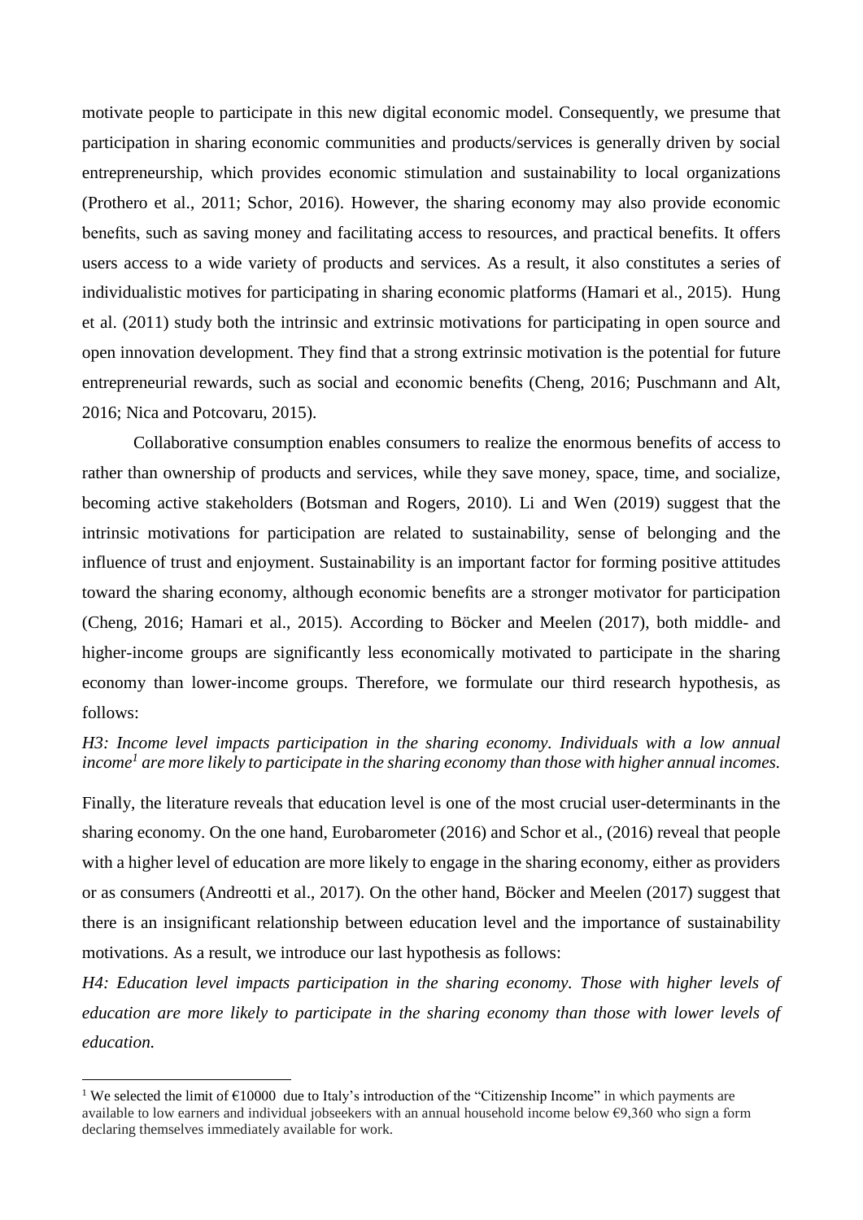motivate people to participate in this new digital economic model. Consequently, we presume that participation in sharing economic communities and products/services is generally driven by social entrepreneurship, which provides economic stimulation and sustainability to local organizations (Prothero et al., 2011; Schor, 2016). However, the sharing economy may also provide economic benefits, such as saving money and facilitating access to resources, and practical benefits. It offers users access to a wide variety of products and services. As a result, it also constitutes a series of individualistic motives for participating in sharing economic platforms (Hamari et al., 2015). Hung et al. (2011) study both the intrinsic and extrinsic motivations for participating in open source and open innovation development. They find that a strong extrinsic motivation is the potential for future entrepreneurial rewards, such as social and economic benefits (Cheng, 2016; Puschmann and Alt, 2016; Nica and Potcovaru, 2015).

Collaborative consumption enables consumers to realize the enormous benefits of access to rather than ownership of products and services, while they save money, space, time, and socialize, becoming active stakeholders (Botsman and Rogers, 2010). Li and Wen (2019) suggest that the intrinsic motivations for participation are related to sustainability, sense of belonging and the influence of trust and enjoyment. Sustainability is an important factor for forming positive attitudes toward the sharing economy, although economic benefits are a stronger motivator for participation (Cheng, 2016; Hamari et al., 2015). According to Böcker and Meelen (2017), both middle- and higher-income groups are significantly less economically motivated to participate in the sharing economy than lower-income groups. Therefore, we formulate our third research hypothesis, as follows:

*H3: Income level impacts participation in the sharing economy. Individuals with a low annual income[1] are more likely to participate in the sharing economy than those with higher annual incomes.*

Finally, the literature reveals that education level is one of the most crucial user-determinants in the sharing economy. On the one hand, Eurobarometer (2016) and Schor et al., (2016) reveal that people with a higher level of education are more likely to engage in the sharing economy, either as providers or as consumers (Andreotti et al., 2017). On the other hand, Böcker and Meelen (2017) suggest that there is an insignificant relationship between education level and the importance of sustainability motivations. As a result, we introduce our last hypothesis as follows:

*H4: Education level impacts participation in the sharing economy. Those with higher levels of education are more likely to participate in the sharing economy than those with lower levels of education.*

[1] We selected the limit of €10000 due to Italy's introduction of the "Citizenship Income" in which payments are available to low earners and individual jobseekers with an annual household income below €9,360 who sign a form declaring themselves immediately available for work.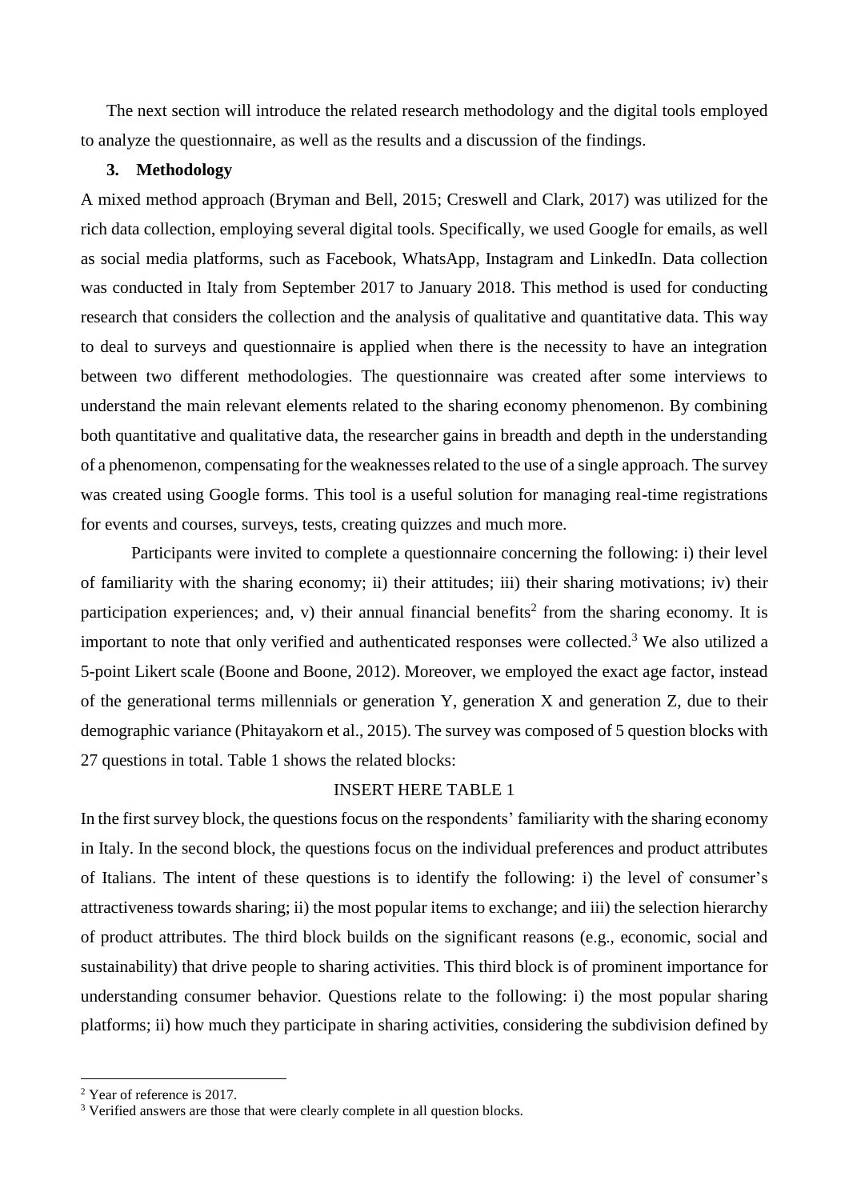The next section will introduce the related research methodology and the digital tools employed to analyze the questionnaire, as well as the results and a discussion of the findings.

## 3. Methodology

A mixed method approach (Bryman and Bell, 2015; Creswell and Clark, 2017) was utilized for the rich data collection, employing several digital tools. Specifically, we used Google for emails, as well as social media platforms, such as Facebook, WhatsApp, Instagram and LinkedIn. Data collection was conducted in Italy from September 2017 to January 2018. This method is used for conducting research that considers the collection and the analysis of qualitative and quantitative data. This way to deal to surveys and questionnaire is applied when there is the necessity to have an integration between two different methodologies. The questionnaire was created after some interviews to understand the main relevant elements related to the sharing economy phenomenon. By combining both quantitative and qualitative data, the researcher gains in breadth and depth in the understanding of a phenomenon, compensating for the weaknesses related to the use of a single approach. The survey was created using Google forms. This tool is a useful solution for managing real-time registrations for events and courses, surveys, tests, creating quizzes and much more.

Participants were invited to complete a questionnaire concerning the following: i) their level of familiarity with the sharing economy; ii) their attitudes; iii) their sharing motivations; iv) their participation experiences; and, v) their annual financial benefits[2] from the sharing economy. It is important to note that only verified and authenticated responses were collected.[3] We also utilized a 5-point Likert scale (Boone and Boone, 2012). Moreover, we employed the exact age factor, instead of the generational terms millennials or generation Y, generation X and generation Z, due to their demographic variance (Phitayakorn et al., 2015). The survey was composed of 5 question blocks with 27 questions in total. Table 1 shows the related blocks:

INSERT HERE TABLE 1

In the first survey block, the questions focus on the respondents' familiarity with the sharing economy in Italy. In the second block, the questions focus on the individual preferences and product attributes of Italians. The intent of these questions is to identify the following: i) the level of consumer's attractiveness towards sharing; ii) the most popular items to exchange; and iii) the selection hierarchy of product attributes. The third block builds on the significant reasons (e.g., economic, social and sustainability) that drive people to sharing activities. This third block is of prominent importance for understanding consumer behavior. Questions relate to the following: i) the most popular sharing platforms; ii) how much they participate in sharing activities, considering the subdivision defined by

[2] Year of reference is 2017.

[3] Verified answers are those that were clearly complete in all question blocks.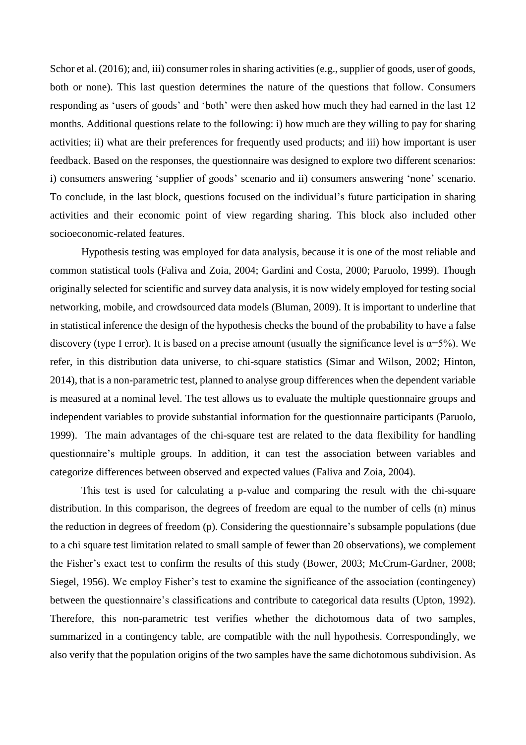Schor et al. (2016); and, iii) consumer roles in sharing activities (e.g., supplier of goods, user of goods, both or none). This last question determines the nature of the questions that follow. Consumers responding as 'users of goods' and 'both' were then asked how much they had earned in the last 12 months. Additional questions relate to the following: i) how much are they willing to pay for sharing activities; ii) what are their preferences for frequently used products; and iii) how important is user feedback. Based on the responses, the questionnaire was designed to explore two different scenarios: i) consumers answering 'supplier of goods' scenario and ii) consumers answering 'none' scenario. To conclude, in the last block, questions focused on the individual's future participation in sharing activities and their economic point of view regarding sharing. This block also included other socioeconomic-related features.

Hypothesis testing was employed for data analysis, because it is one of the most reliable and common statistical tools (Faliva and Zoia, 2004; Gardini and Costa, 2000; Paruolo, 1999). Though originally selected for scientific and survey data analysis, it is now widely employed for testing social networking, mobile, and crowdsourced data models (Bluman, 2009). It is important to underline that in statistical inference the design of the hypothesis checks the bound of the probability to have a false discovery (type I error). It is based on a precise amount (usually the significance level is $\alpha$=5%). We refer, in this distribution data universe, to chi-square statistics (Simar and Wilson, 2002; Hinton, 2014), that is a non-parametric test, planned to analyse group differences when the dependent variable is measured at a nominal level. The test allows us to evaluate the multiple questionnaire groups and independent variables to provide substantial information for the questionnaire participants (Paruolo, 1999). The main advantages of the chi-square test are related to the data flexibility for handling questionnaire's multiple groups. In addition, it can test the association between variables and categorize differences between observed and expected values (Faliva and Zoia, 2004).

This test is used for calculating a p-value and comparing the result with the chi-square distribution. In this comparison, the degrees of freedom are equal to the number of cells (n) minus the reduction in degrees of freedom (p). Considering the questionnaire's subsample populations (due to a chi square test limitation related to small sample of fewer than 20 observations), we complement the Fisher's exact test to confirm the results of this study (Bower, 2003; McCrum-Gardner, 2008; Siegel, 1956). We employ Fisher's test to examine the significance of the association (contingency) between the questionnaire's classifications and contribute to categorical data results (Upton, 1992). Therefore, this non-parametric test verifies whether the dichotomous data of two samples, summarized in a contingency table, are compatible with the null hypothesis. Correspondingly, we also verify that the population origins of the two samples have the same dichotomous subdivision. As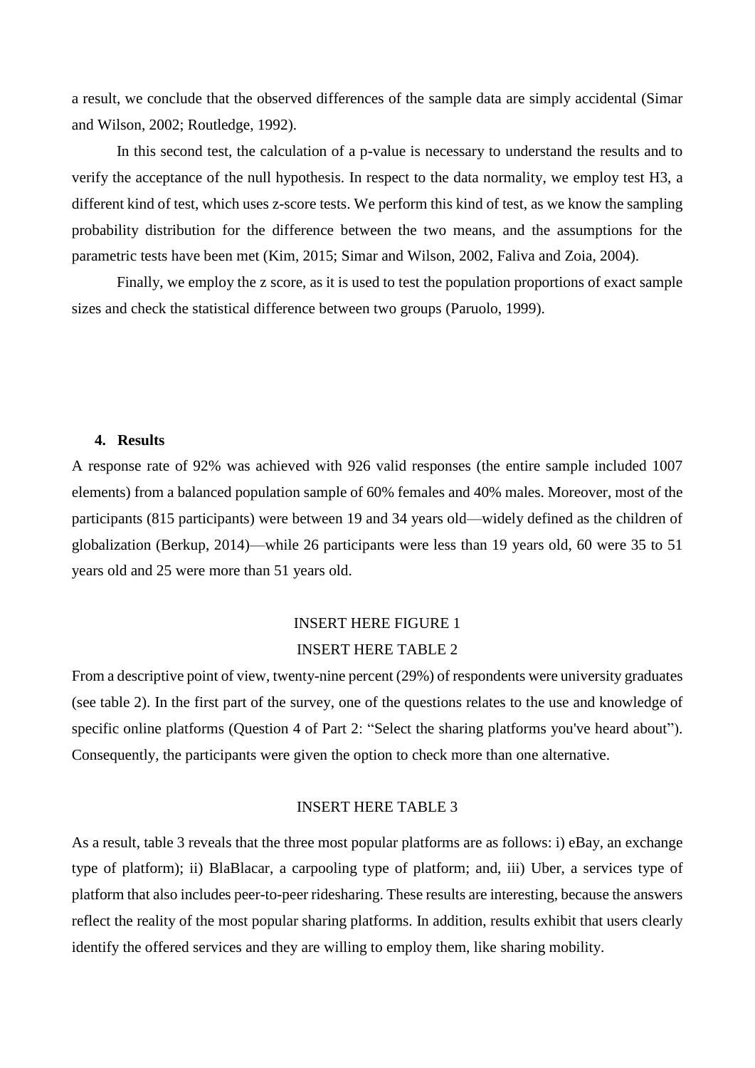a result, we conclude that the observed differences of the sample data are simply accidental (Simar and Wilson, 2002; Routledge, 1992).

In this second test, the calculation of a p-value is necessary to understand the results and to verify the acceptance of the null hypothesis. In respect to the data normality, we employ test H3, a different kind of test, which uses z-score tests. We perform this kind of test, as we know the sampling probability distribution for the difference between the two means, and the assumptions for the parametric tests have been met (Kim, 2015; Simar and Wilson, 2002, Faliva and Zoia, 2004).

Finally, we employ the z score, as it is used to test the population proportions of exact sample sizes and check the statistical difference between two groups (Paruolo, 1999).

## 4. Results

A response rate of 92% was achieved with 926 valid responses (the entire sample included 1007 elements) from a balanced population sample of 60% females and 40% males. Moreover, most of the participants (815 participants) were between 19 and 34 years old—widely defined as the children of globalization (Berkup, 2014)—while 26 participants were less than 19 years old, 60 were 35 to 51 years old and 25 were more than 51 years old.

INSERT HERE FIGURE 1

INSERT HERE TABLE 2

From a descriptive point of view, twenty-nine percent (29%) of respondents were university graduates (see table 2). In the first part of the survey, one of the questions relates to the use and knowledge of specific online platforms (Question 4 of Part 2: "Select the sharing platforms you've heard about"). Consequently, the participants were given the option to check more than one alternative.

INSERT HERE TABLE 3

As a result, table 3 reveals that the three most popular platforms are as follows: i) eBay, an exchange type of platform); ii) BlaBlacar, a carpooling type of platform; and, iii) Uber, a services type of platform that also includes peer-to-peer ridesharing. These results are interesting, because the answers reflect the reality of the most popular sharing platforms. In addition, results exhibit that users clearly identify the offered services and they are willing to employ them, like sharing mobility.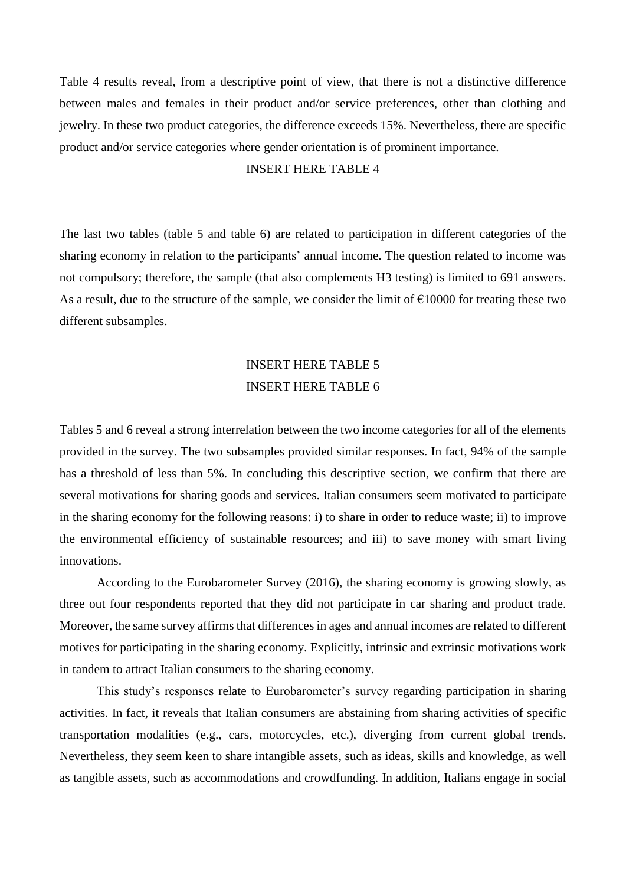Table 4 results reveal, from a descriptive point of view, that there is not a distinctive difference between males and females in their product and/or service preferences, other than clothing and jewelry. In these two product categories, the difference exceeds 15%. Nevertheless, there are specific product and/or service categories where gender orientation is of prominent importance.

INSERT HERE TABLE 4

The last two tables (table 5 and table 6) are related to participation in different categories of the sharing economy in relation to the participants' annual income. The question related to income was not compulsory; therefore, the sample (that also complements H3 testing) is limited to 691 answers. As a result, due to the structure of the sample, we consider the limit of €10000 for treating these two different subsamples.

INSERT HERE TABLE 5

INSERT HERE TABLE 6

Tables 5 and 6 reveal a strong interrelation between the two income categories for all of the elements provided in the survey. The two subsamples provided similar responses. In fact, 94% of the sample has a threshold of less than 5%. In concluding this descriptive section, we confirm that there are several motivations for sharing goods and services. Italian consumers seem motivated to participate in the sharing economy for the following reasons: i) to share in order to reduce waste; ii) to improve the environmental efficiency of sustainable resources; and iii) to save money with smart living innovations.

According to the Eurobarometer Survey (2016), the sharing economy is growing slowly, as three out four respondents reported that they did not participate in car sharing and product trade. Moreover, the same survey affirms that differences in ages and annual incomes are related to different motives for participating in the sharing economy. Explicitly, intrinsic and extrinsic motivations work in tandem to attract Italian consumers to the sharing economy.

This study's responses relate to Eurobarometer's survey regarding participation in sharing activities. In fact, it reveals that Italian consumers are abstaining from sharing activities of specific transportation modalities (e.g., cars, motorcycles, etc.), diverging from current global trends. Nevertheless, they seem keen to share intangible assets, such as ideas, skills and knowledge, as well as tangible assets, such as accommodations and crowdfunding. In addition, Italians engage in social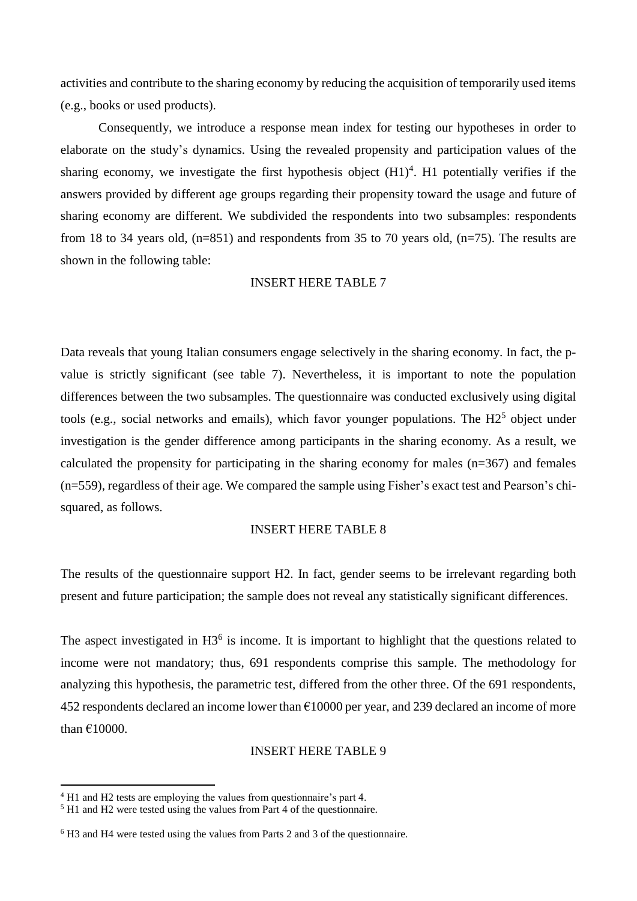activities and contribute to the sharing economy by reducing the acquisition of temporarily used items (e.g., books or used products).

Consequently, we introduce a response mean index for testing our hypotheses in order to elaborate on the study's dynamics. Using the revealed propensity and participation values of the sharing economy, we investigate the first hypothesis object (H1)[4]. H1 potentially verifies if the answers provided by different age groups regarding their propensity toward the usage and future of sharing economy are different. We subdivided the respondents into two subsamples: respondents from 18 to 34 years old, (n=851) and respondents from 35 to 70 years old, (n=75). The results are shown in the following table:

INSERT HERE TABLE 7

Data reveals that young Italian consumers engage selectively in the sharing economy. In fact, the p-value is strictly significant (see table 7). Nevertheless, it is important to note the population differences between the two subsamples. The questionnaire was conducted exclusively using digital tools (e.g., social networks and emails), which favor younger populations. The H2[5] object under investigation is the gender difference among participants in the sharing economy. As a result, we calculated the propensity for participating in the sharing economy for males (n=367) and females (n=559), regardless of their age. We compared the sample using Fisher's exact test and Pearson's chi-squared, as follows.

INSERT HERE TABLE 8

The results of the questionnaire support H2. In fact, gender seems to be irrelevant regarding both present and future participation; the sample does not reveal any statistically significant differences.

The aspect investigated in H3[6] is income. It is important to highlight that the questions related to income were not mandatory; thus, 691 respondents comprise this sample. The methodology for analyzing this hypothesis, the parametric test, differed from the other three. Of the 691 respondents, 452 respondents declared an income lower than €10000 per year, and 239 declared an income of more than €10000.

INSERT HERE TABLE 9

---

[4] H1 and H2 tests are employing the values from questionnaire's part 4.

[5] H1 and H2 were tested using the values from Part 4 of the questionnaire.

[6] H3 and H4 were tested using the values from Parts 2 and 3 of the questionnaire.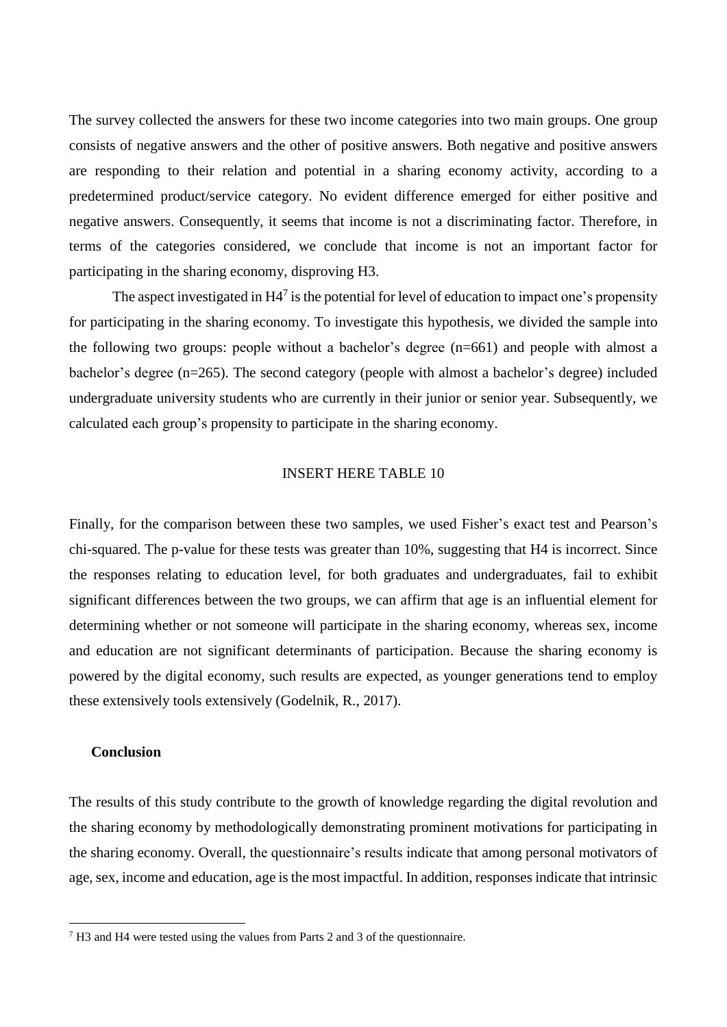The survey collected the answers for these two income categories into two main groups. One group consists of negative answers and the other of positive answers. Both negative and positive answers are responding to their relation and potential in a sharing economy activity, according to a predetermined product/service category. No evident difference emerged for either positive and negative answers. Consequently, it seems that income is not a discriminating factor. Therefore, in terms of the categories considered, we conclude that income is not an important factor for participating in the sharing economy, disproving H3.

The aspect investigated in H4[7] is the potential for level of education to impact one's propensity for participating in the sharing economy. To investigate this hypothesis, we divided the sample into the following two groups: people without a bachelor's degree (n=661) and people with almost a bachelor's degree (n=265). The second category (people with almost a bachelor's degree) included undergraduate university students who are currently in their junior or senior year. Subsequently, we calculated each group's propensity to participate in the sharing economy.

INSERT HERE TABLE 10

Finally, for the comparison between these two samples, we used Fisher's exact test and Pearson's chi-squared. The p-value for these tests was greater than 10%, suggesting that H4 is incorrect. Since the responses relating to education level, for both graduates and undergraduates, fail to exhibit significant differences between the two groups, we can affirm that age is an influential element for determining whether or not someone will participate in the sharing economy, whereas sex, income and education are not significant determinants of participation. Because the sharing economy is powered by the digital economy, such results are expected, as younger generations tend to employ these extensively tools extensively (Godelnik, R., 2017).

## Conclusion

The results of this study contribute to the growth of knowledge regarding the digital revolution and the sharing economy by methodologically demonstrating prominent motivations for participating in the sharing economy. Overall, the questionnaire's results indicate that among personal motivators of age, sex, income and education, age is the most impactful. In addition, responses indicate that intrinsic

[7] H3 and H4 were tested using the values from Parts 2 and 3 of the questionnaire.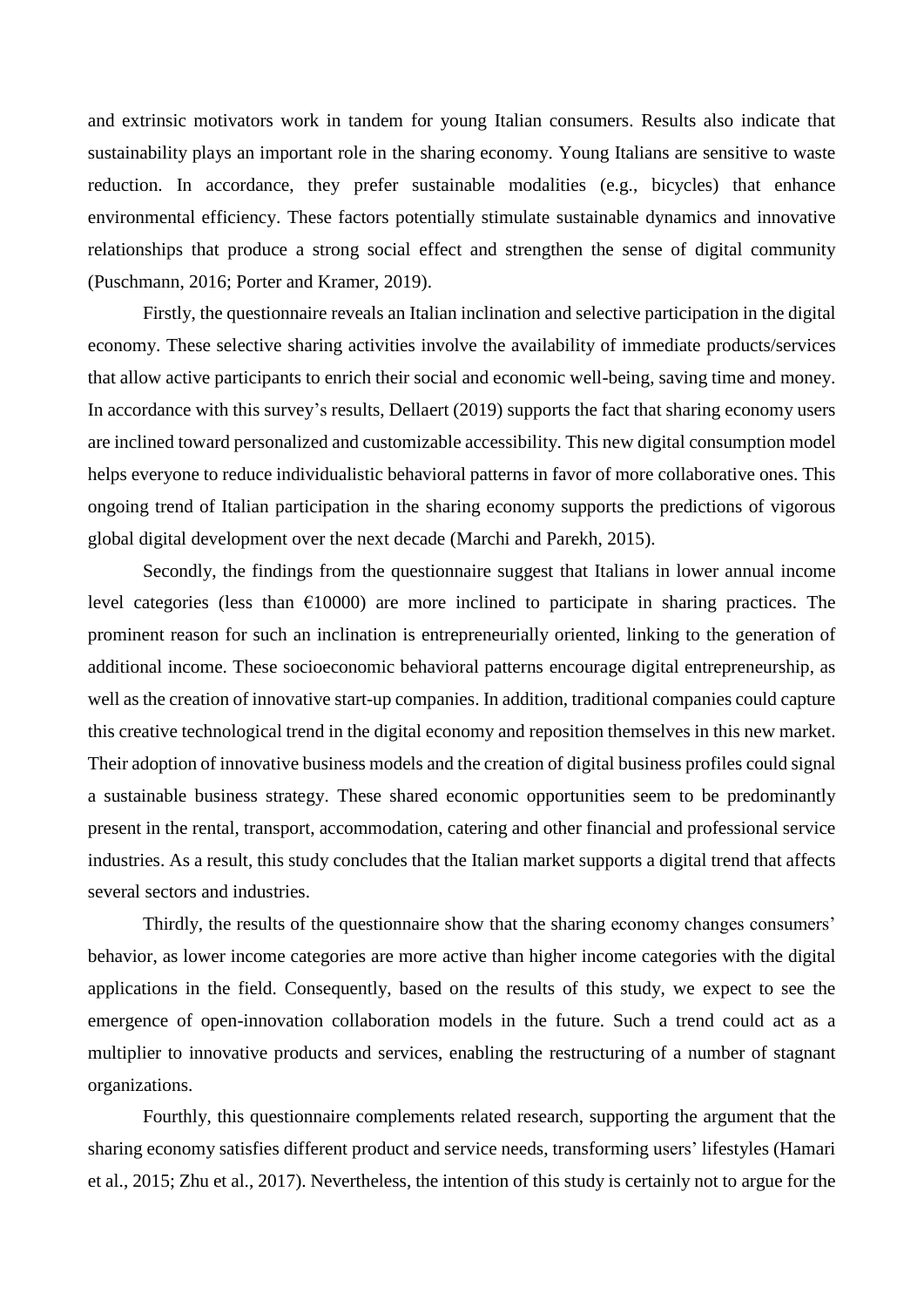and extrinsic motivators work in tandem for young Italian consumers. Results also indicate that sustainability plays an important role in the sharing economy. Young Italians are sensitive to waste reduction. In accordance, they prefer sustainable modalities (e.g., bicycles) that enhance environmental efficiency. These factors potentially stimulate sustainable dynamics and innovative relationships that produce a strong social effect and strengthen the sense of digital community (Puschmann, 2016; Porter and Kramer, 2019).

Firstly, the questionnaire reveals an Italian inclination and selective participation in the digital economy. These selective sharing activities involve the availability of immediate products/services that allow active participants to enrich their social and economic well-being, saving time and money. In accordance with this survey's results, Dellaert (2019) supports the fact that sharing economy users are inclined toward personalized and customizable accessibility. This new digital consumption model helps everyone to reduce individualistic behavioral patterns in favor of more collaborative ones. This ongoing trend of Italian participation in the sharing economy supports the predictions of vigorous global digital development over the next decade (Marchi and Parekh, 2015).

Secondly, the findings from the questionnaire suggest that Italians in lower annual income level categories (less than €10000) are more inclined to participate in sharing practices. The prominent reason for such an inclination is entrepreneurially oriented, linking to the generation of additional income. These socioeconomic behavioral patterns encourage digital entrepreneurship, as well as the creation of innovative start-up companies. In addition, traditional companies could capture this creative technological trend in the digital economy and reposition themselves in this new market. Their adoption of innovative business models and the creation of digital business profiles could signal a sustainable business strategy. These shared economic opportunities seem to be predominantly present in the rental, transport, accommodation, catering and other financial and professional service industries. As a result, this study concludes that the Italian market supports a digital trend that affects several sectors and industries.

Thirdly, the results of the questionnaire show that the sharing economy changes consumers' behavior, as lower income categories are more active than higher income categories with the digital applications in the field. Consequently, based on the results of this study, we expect to see the emergence of open-innovation collaboration models in the future. Such a trend could act as a multiplier to innovative products and services, enabling the restructuring of a number of stagnant organizations.

Fourthly, this questionnaire complements related research, supporting the argument that the sharing economy satisfies different product and service needs, transforming users' lifestyles (Hamari et al., 2015; Zhu et al., 2017). Nevertheless, the intention of this study is certainly not to argue for the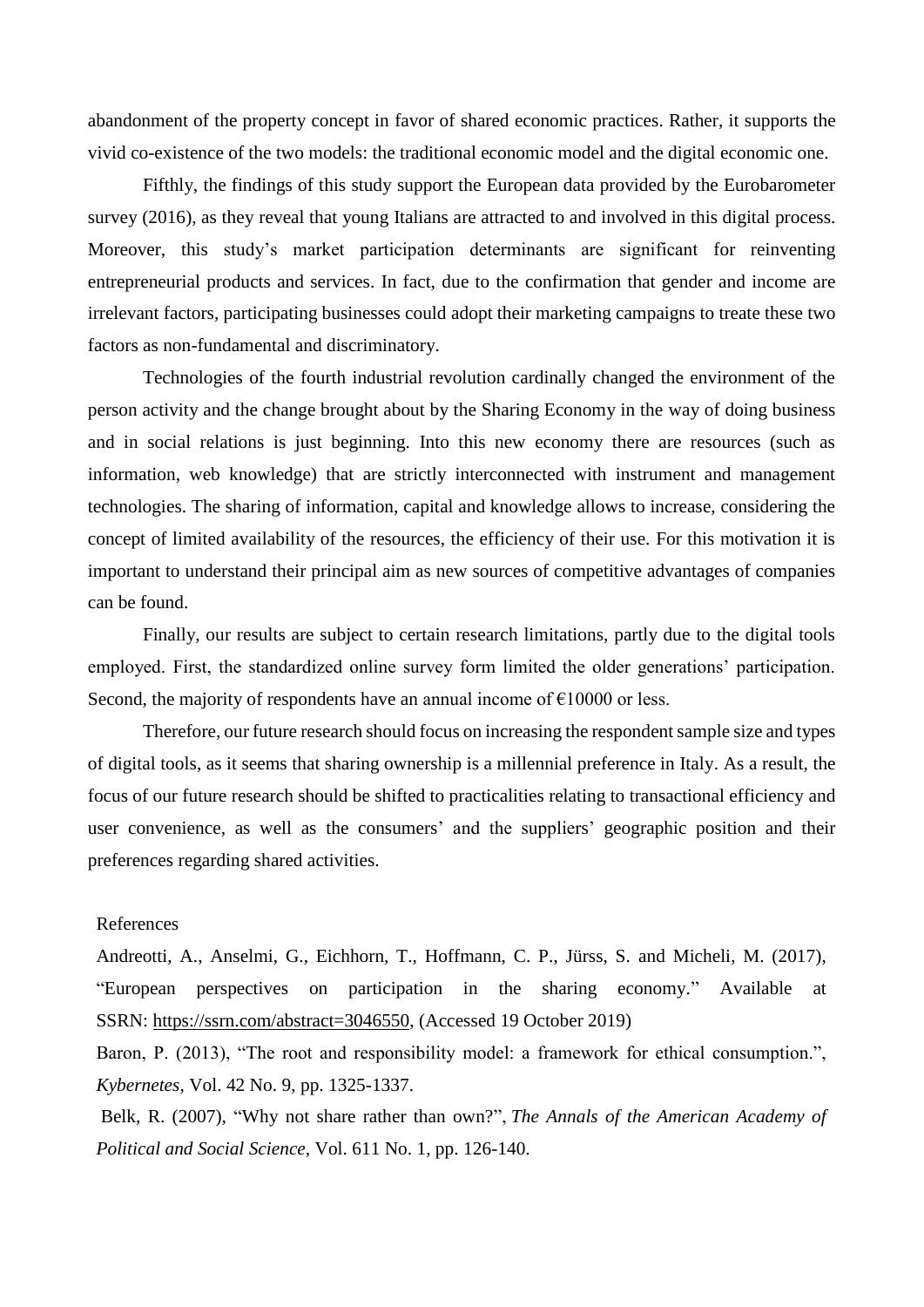abandonment of the property concept in favor of shared economic practices. Rather, it supports the vivid co-existence of the two models: the traditional economic model and the digital economic one.

Fifthly, the findings of this study support the European data provided by the Eurobarometer survey (2016), as they reveal that young Italians are attracted to and involved in this digital process. Moreover, this study's market participation determinants are significant for reinventing entrepreneurial products and services. In fact, due to the confirmation that gender and income are irrelevant factors, participating businesses could adopt their marketing campaigns to treate these two factors as non-fundamental and discriminatory.

Technologies of the fourth industrial revolution cardinally changed the environment of the person activity and the change brought about by the Sharing Economy in the way of doing business and in social relations is just beginning. Into this new economy there are resources (such as information, web knowledge) that are strictly interconnected with instrument and management technologies. The sharing of information, capital and knowledge allows to increase, considering the concept of limited availability of the resources, the efficiency of their use. For this motivation it is important to understand their principal aim as new sources of competitive advantages of companies can be found.

Finally, our results are subject to certain research limitations, partly due to the digital tools employed. First, the standardized online survey form limited the older generations' participation. Second, the majority of respondents have an annual income of €10000 or less.

Therefore, our future research should focus on increasing the respondent sample size and types of digital tools, as it seems that sharing ownership is a millennial preference in Italy. As a result, the focus of our future research should be shifted to practicalities relating to transactional efficiency and user convenience, as well as the consumers' and the suppliers' geographic position and their preferences regarding shared activities.

## References

Andreotti, A., Anselmi, G., Eichhorn, T., Hoffmann, C. P., Jürss, S. and Micheli, M. (2017), "European perspectives on participation in the sharing economy." Available at SSRN: https://ssrn.com/abstract=3046550, (Accessed 19 October 2019)

Baron, P. (2013), "The root and responsibility model: a framework for ethical consumption.", *Kybernetes*, Vol. 42 No. 9, pp. 1325-1337.

Belk, R. (2007), "Why not share rather than own?", *The Annals of the American Academy of Political and Social Science*, Vol. 611 No. 1, pp. 126-140.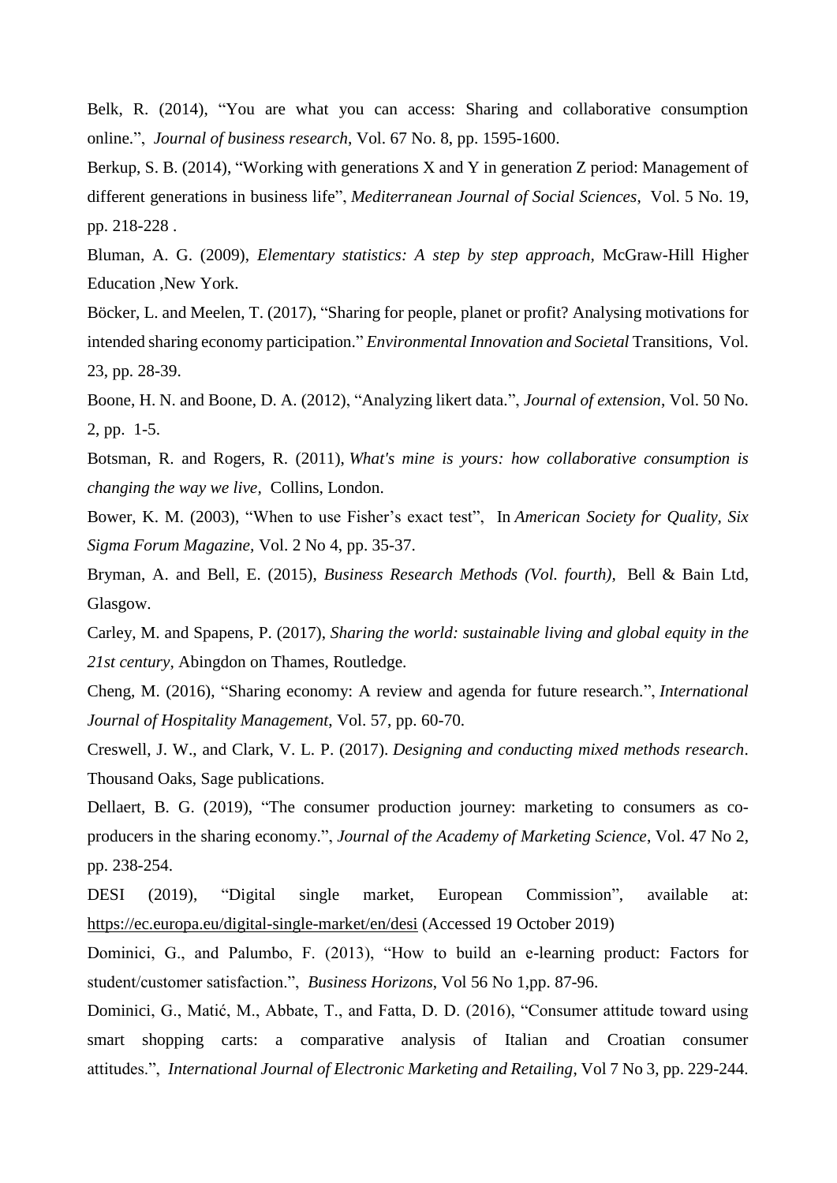Belk, R. (2014), "You are what you can access: Sharing and collaborative consumption online.", *Journal of business research*, Vol. 67 No. 8, pp. 1595-1600.

Berkup, S. B. (2014), "Working with generations X and Y in generation Z period: Management of different generations in business life", *Mediterranean Journal of Social Sciences*, Vol. 5 No. 19, pp. 218-228 .

Bluman, A. G. (2009), *Elementary statistics: A step by step approach*, McGraw-Hill Higher Education ,New York.

Böcker, L. and Meelen, T. (2017), "Sharing for people, planet or profit? Analysing motivations for intended sharing economy participation." *Environmental Innovation and Societal* Transitions, Vol. 23, pp. 28-39.

Boone, H. N. and Boone, D. A. (2012), "Analyzing likert data.", *Journal of extension*, Vol. 50 No. 2, pp. 1-5.

Botsman, R. and Rogers, R. (2011), *What's mine is yours: how collaborative consumption is changing the way we live*, Collins, London.

Bower, K. M. (2003), "When to use Fisher's exact test", In *American Society for Quality, Six Sigma Forum Magazine,* Vol. 2 No 4, pp. 35-37.

Bryman, A. and Bell, E. (2015), *Business Research Methods (Vol. fourth),* Bell & Bain Ltd, Glasgow.

Carley, M. and Spapens, P. (2017), *Sharing the world: sustainable living and global equity in the 21st century*, Abingdon on Thames, Routledge.

Cheng, M. (2016), "Sharing economy: A review and agenda for future research.", *International Journal of Hospitality Management*, Vol. 57, pp. 60-70.

Creswell, J. W., and Clark, V. L. P. (2017). *Designing and conducting mixed methods research*. Thousand Oaks, Sage publications.

Dellaert, B. G. (2019), "The consumer production journey: marketing to consumers as co-producers in the sharing economy.", *Journal of the Academy of Marketing Science*, Vol. 47 No 2, pp. 238-254.

DESI (2019), "Digital single market, European Commission", available at: https://ec.europa.eu/digital-single-market/en/desi (Accessed 19 October 2019)

Dominici, G., and Palumbo, F. (2013), "How to build an e-learning product: Factors for student/customer satisfaction.", *Business Horizons*, Vol 56 No 1,pp. 87-96.

Dominici, G., Matić, M., Abbate, T., and Fatta, D. D. (2016), "Consumer attitude toward using smart shopping carts: a comparative analysis of Italian and Croatian consumer attitudes.", *International Journal of Electronic Marketing and Retailing*, Vol 7 No 3, pp. 229-244.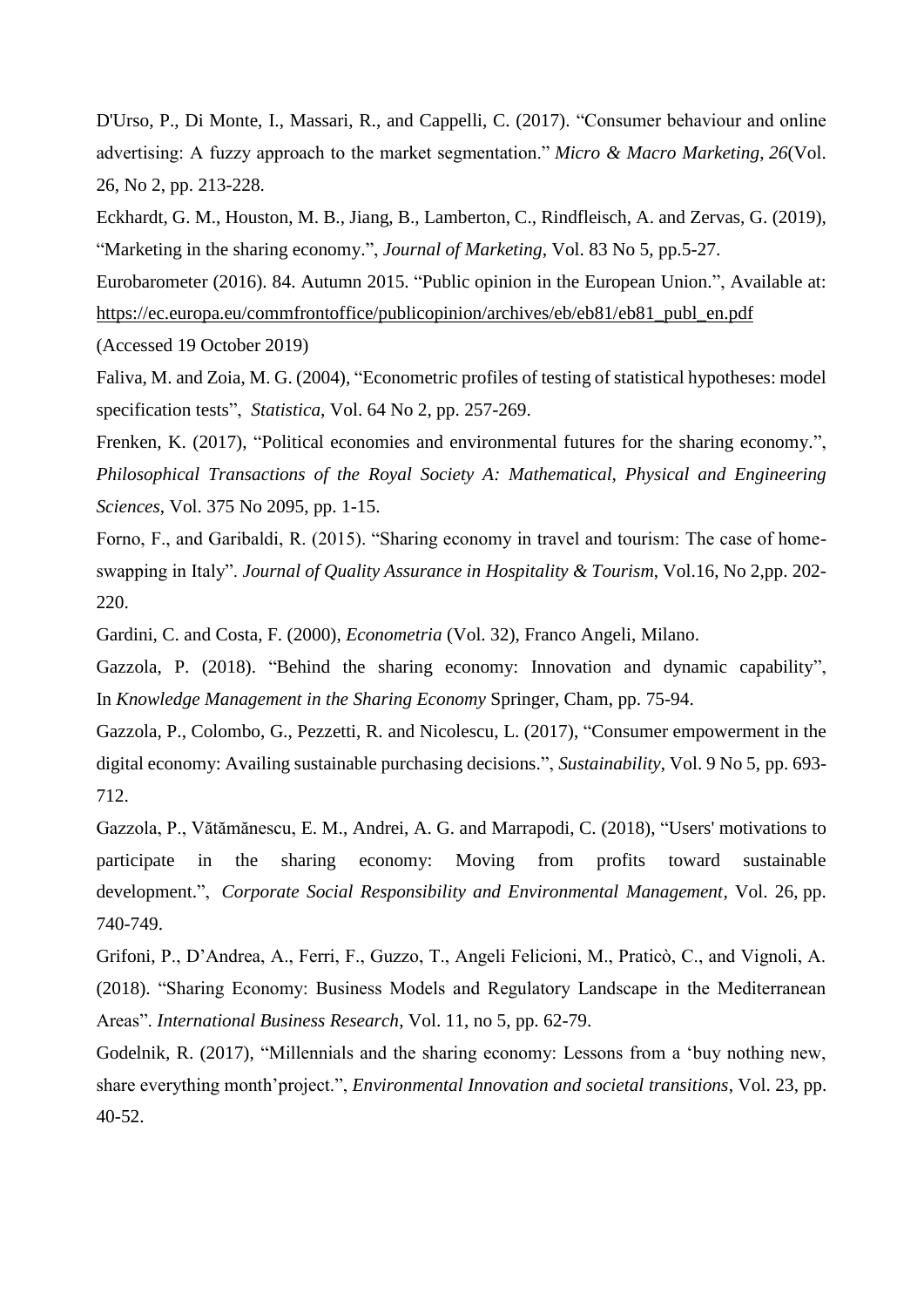D'Urso, P., Di Monte, I., Massari, R., and Cappelli, C. (2017). "Consumer behaviour and online advertising: A fuzzy approach to the market segmentation." *Micro & Macro Marketing*, *26*(Vol. 26, No 2, pp. 213-228.

Eckhardt, G. M., Houston, M. B., Jiang, B., Lamberton, C., Rindfleisch, A. and Zervas, G. (2019), "Marketing in the sharing economy.", *Journal of Marketing*, Vol. 83 No 5, pp.5-27.

Eurobarometer (2016). 84. Autumn 2015. "Public opinion in the European Union.", Available at: https://ec.europa.eu/commfrontoffice/publicopinion/archives/eb/eb81/eb81_publ_en.pdf (Accessed 19 October 2019)

Faliva, M. and Zoia, M. G. (2004), "Econometric profiles of testing of statistical hypotheses: model specification tests", *Statistica*, Vol. 64 No 2, pp. 257-269.

Frenken, K. (2017), "Political economies and environmental futures for the sharing economy.", *Philosophical Transactions of the Royal Society A: Mathematical, Physical and Engineering Sciences*, Vol. 375 No 2095, pp. 1-15.

Forno, F., and Garibaldi, R. (2015). "Sharing economy in travel and tourism: The case of home-swapping in Italy". *Journal of Quality Assurance in Hospitality & Tourism*, Vol.16, No 2,pp. 202-220.

Gardini, C. and Costa, F. (2000), *Econometria* (Vol. 32), Franco Angeli, Milano.

Gazzola, P. (2018). "Behind the sharing economy: Innovation and dynamic capability", In *Knowledge Management in the Sharing Economy* Springer, Cham, pp. 75-94.

Gazzola, P., Colombo, G., Pezzetti, R. and Nicolescu, L. (2017), "Consumer empowerment in the digital economy: Availing sustainable purchasing decisions.", *Sustainability*, Vol. 9 No 5, pp. 693-712.

Gazzola, P., Vătămănescu, E. M., Andrei, A. G. and Marrapodi, C. (2018), "Users' motivations to participate in the sharing economy: Moving from profits toward sustainable development.", *Corporate Social Responsibility and Environmental Management*, Vol. 26, pp. 740-749.

Grifoni, P., D'Andrea, A., Ferri, F., Guzzo, T., Angeli Felicioni, M., Praticò, C., and Vignoli, A. (2018). "Sharing Economy: Business Models and Regulatory Landscape in the Mediterranean Areas". *International Business Research*, Vol. 11, no 5, pp. 62-79.

Godelnik, R. (2017), "Millennials and the sharing economy: Lessons from a 'buy nothing new, share everything month'project.", *Environmental Innovation and societal transitions*, Vol. 23, pp. 40-52.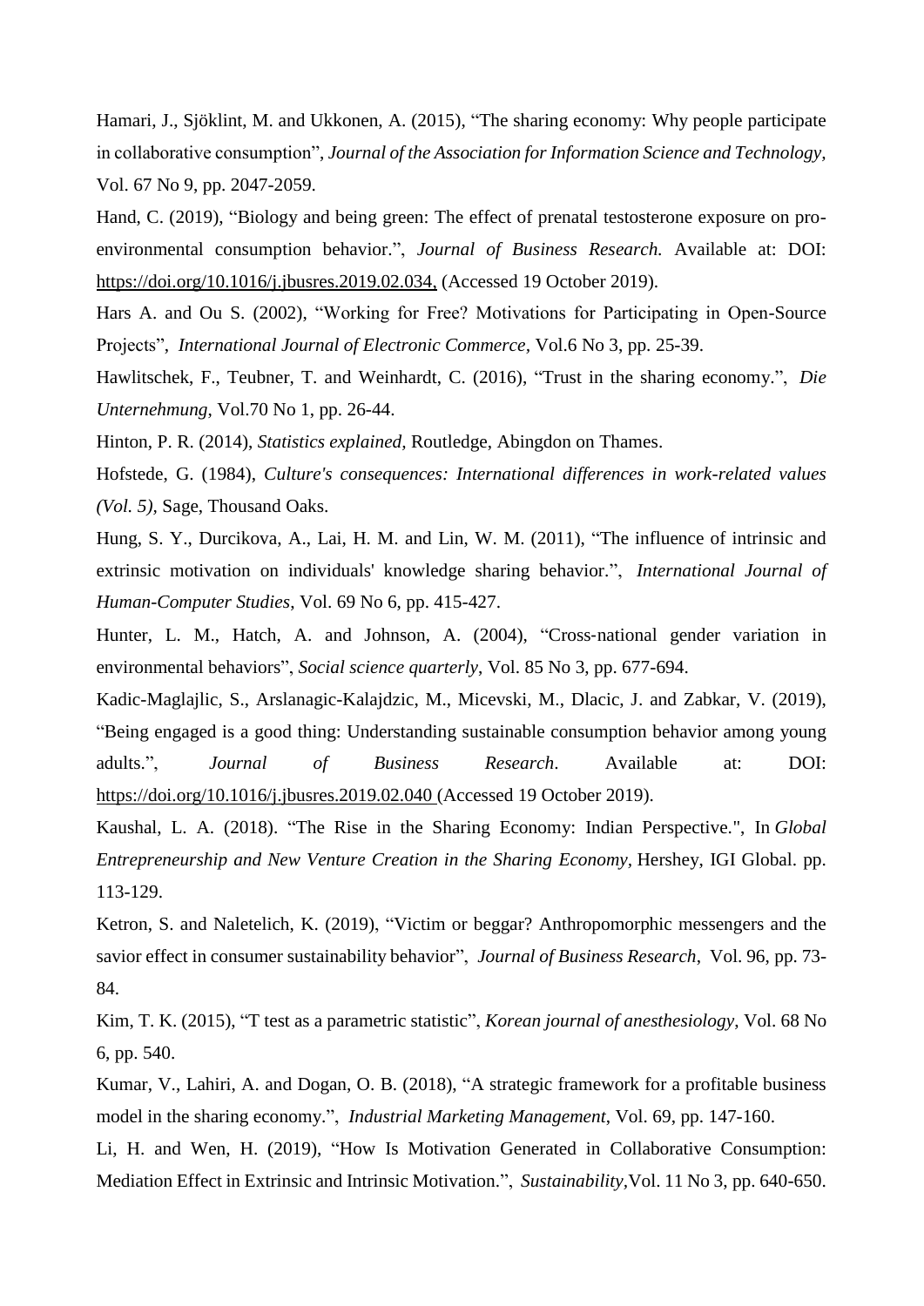Hamari, J., Sjöklint, M. and Ukkonen, A. (2015), "The sharing economy: Why people participate in collaborative consumption", *Journal of the Association for Information Science and Technology,* Vol. 67 No 9, pp. 2047-2059.

Hand, C. (2019), "Biology and being green: The effect of prenatal testosterone exposure on pro-environmental consumption behavior.", *Journal of Business Research.* Available at: DOI: https://doi.org/10.1016/j.jbusres.2019.02.034, (Accessed 19 October 2019).

Hars A. and Ou S. (2002), "Working for Free? Motivations for Participating in Open-Source Projects", *International Journal of Electronic Commerce*, Vol.6 No 3, pp. 25-39.

Hawlitschek, F., Teubner, T. and Weinhardt, C. (2016), "Trust in the sharing economy.", *Die Unternehmung*, Vol.70 No 1, pp. 26-44.

Hinton, P. R. (2014), *Statistics explained*, Routledge, Abingdon on Thames.

Hofstede, G. (1984), *Culture's consequences: International differences in work-related values (Vol. 5)*, Sage, Thousand Oaks.

Hung, S. Y., Durcikova, A., Lai, H. M. and Lin, W. M. (2011), "The influence of intrinsic and extrinsic motivation on individuals' knowledge sharing behavior.", *International Journal of Human-Computer Studies*, Vol. 69 No 6, pp. 415-427.

Hunter, L. M., Hatch, A. and Johnson, A. (2004), "Cross-national gender variation in environmental behaviors", *Social science quarterly*, Vol. 85 No 3, pp. 677-694.

Kadic-Maglajlic, S., Arslanagic-Kalajdzic, M., Micevski, M., Dlacic, J. and Zabkar, V. (2019), "Being engaged is a good thing: Understanding sustainable consumption behavior among young adults.", *Journal of Business Research*. Available at: DOI: https://doi.org/10.1016/j.jbusres.2019.02.040 (Accessed 19 October 2019).

Kaushal, L. A. (2018). "The Rise in the Sharing Economy: Indian Perspective.", In *Global Entrepreneurship and New Venture Creation in the Sharing Economy,* Hershey, IGI Global. pp. 113-129.

Ketron, S. and Naletelich, K. (2019), "Victim or beggar? Anthropomorphic messengers and the savior effect in consumer sustainability behavior", *Journal of Business Research*, Vol. 96, pp. 73-84.

Kim, T. K. (2015), "T test as a parametric statistic", *Korean journal of anesthesiology*, Vol. 68 No 6, pp. 540.

Kumar, V., Lahiri, A. and Dogan, O. B. (2018), "A strategic framework for a profitable business model in the sharing economy.", *Industrial Marketing Management*, Vol. 69, pp. 147-160.

Li, H. and Wen, H. (2019), "How Is Motivation Generated in Collaborative Consumption: Mediation Effect in Extrinsic and Intrinsic Motivation.", *Sustainability*,Vol. 11 No 3, pp. 640-650.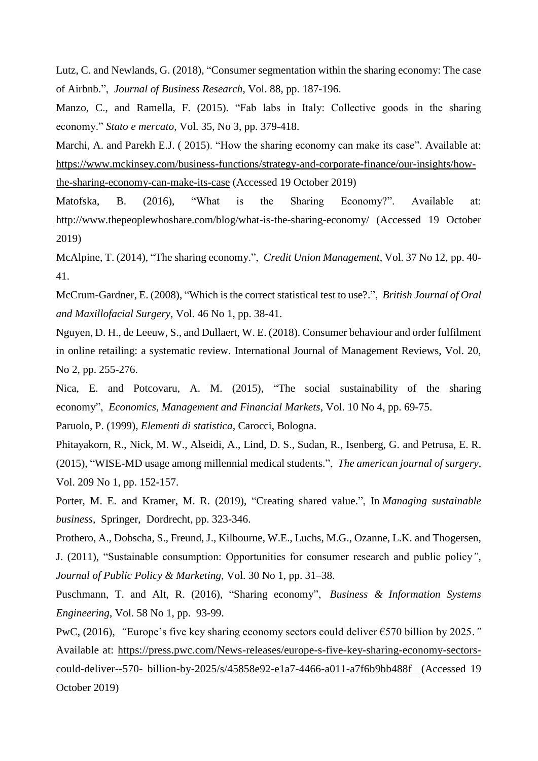Lutz, C. and Newlands, G. (2018), “Consumer segmentation within the sharing economy: The case of Airbnb.”, *Journal of Business Research*, Vol. 88, pp. 187-196.

Manzo, C., and Ramella, F. (2015). “Fab labs in Italy: Collective goods in the sharing economy.” *Stato e mercato*, Vol. 35, No 3, pp. 379-418.

Marchi, A. and Parekh E.J. ( 2015). “How the sharing economy can make its case”. Available at: https://www.mckinsey.com/business-functions/strategy-and-corporate-finance/our-insights/how-the-sharing-economy-can-make-its-case (Accessed 19 October 2019)

Matofska, B. (2016), “What is the Sharing Economy?”. Available at: http://www.thepeoplewhoshare.com/blog/what-is-the-sharing-economy/ (Accessed 19 October 2019)

McAlpine, T. (2014), “The sharing economy.”, *Credit Union Management*, Vol. 37 No 12, pp. 40-41.

McCrum-Gardner, E. (2008), “Which is the correct statistical test to use?.”, *British Journal of Oral and Maxillofacial Surgery*, Vol. 46 No 1, pp. 38-41.

Nguyen, D. H., de Leeuw, S., and Dullaert, W. E. (2018). Consumer behaviour and order fulfilment in online retailing: a systematic review. International Journal of Management Reviews, Vol. 20, No 2, pp. 255-276.

Nica, E. and Potcovaru, A. M. (2015), “The social sustainability of the sharing economy”, *Economics, Management and Financial Markets*, Vol. 10 No 4, pp. 69-75.

Paruolo, P. (1999), *Elementi di statistica*, Carocci, Bologna.

Phitayakorn, R., Nick, M. W., Alseidi, A., Lind, D. S., Sudan, R., Isenberg, G. and Petrusa, E. R. (2015), “WISE-MD usage among millennial medical students.”, *The american journal of surgery*, Vol. 209 No 1, pp. 152-157.

Porter, M. E. and Kramer, M. R. (2019), “Creating shared value.”, In *Managing sustainable business*, Springer, Dordrecht, pp. 323-346.

Prothero, A., Dobscha, S., Freund, J., Kilbourne, W.E., Luchs, M.G., Ozanne, L.K. and Thogersen, J. (2011), “Sustainable consumption: Opportunities for consumer research and public policy”, *Journal of Public Policy & Marketing*, Vol. 30 No 1, pp. 31–38.

Puschmann, T. and Alt, R. (2016), “Sharing economy”, *Business & Information Systems Engineering*, Vol. 58 No 1, pp. 93-99.

PwC, (2016), “Europe’s five key sharing economy sectors could deliver €570 billion by 2025.” Available at: https://press.pwc.com/News-releases/europe-s-five-key-sharing-economy-sectors-could-deliver--570- billion-by-2025/s/45858e92-e1a7-4466-a011-a7f6b9bb488f (Accessed 19 October 2019)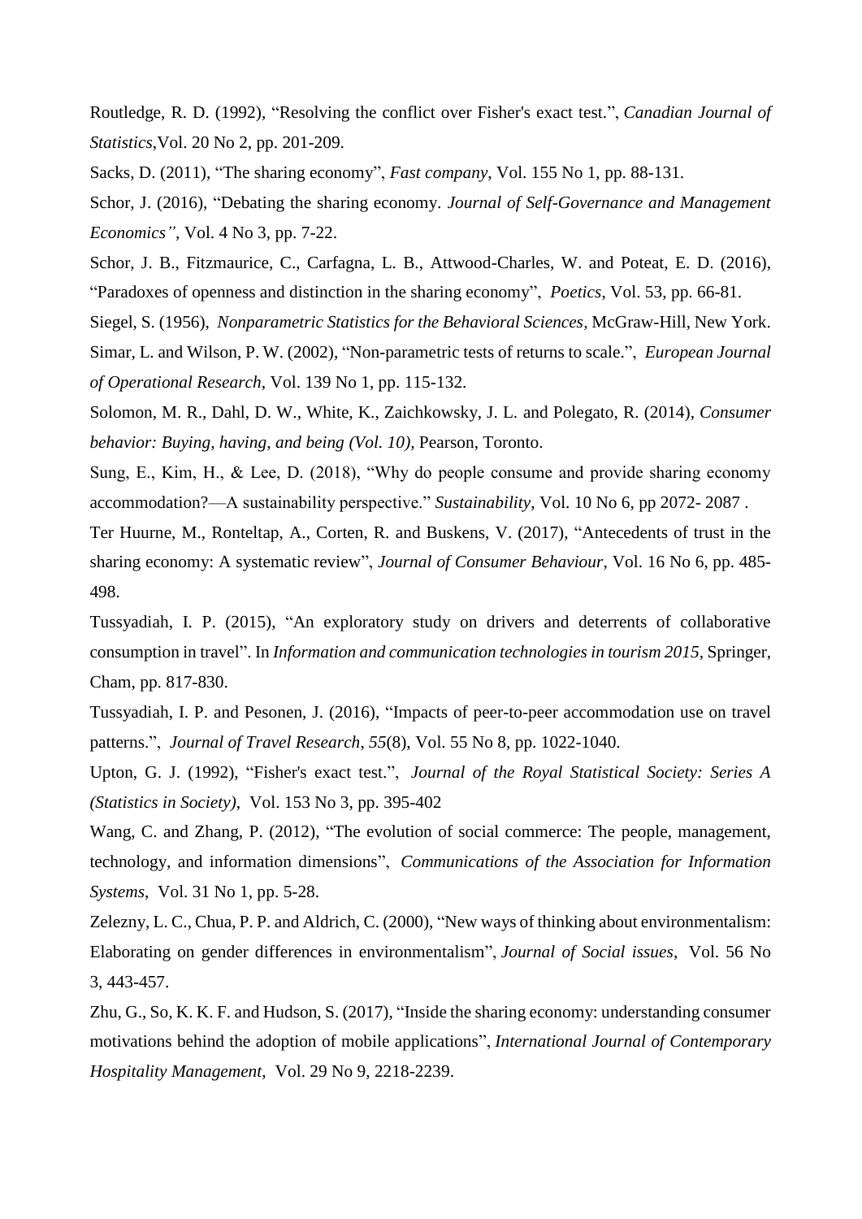Routledge, R. D. (1992), “Resolving the conflict over Fisher's exact test.”, *Canadian Journal of Statistics*,Vol. 20 No 2, pp. 201-209.

Sacks, D. (2011), “The sharing economy”, *Fast company*, Vol. 155 No 1, pp. 88-131.

Schor, J. (2016), “Debating the sharing economy. *Journal of Self-Governance and Management Economics”*, Vol. 4 No 3, pp. 7-22.

Schor, J. B., Fitzmaurice, C., Carfagna, L. B., Attwood-Charles, W. and Poteat, E. D. (2016), “Paradoxes of openness and distinction in the sharing economy”, *Poetics*, Vol. 53, pp. 66-81.

Siegel, S. (1956), *Nonparametric Statistics for the Behavioral Sciences*, McGraw-Hill, New York.

Simar, L. and Wilson, P. W. (2002), “Non-parametric tests of returns to scale.”, *European Journal of Operational Research*, Vol. 139 No 1, pp. 115-132.

Solomon, M. R., Dahl, D. W., White, K., Zaichkowsky, J. L. and Polegato, R. (2014), *Consumer behavior: Buying, having, and being (Vol. 10)*, Pearson, Toronto.

Sung, E., Kim, H., & Lee, D. (2018), “Why do people consume and provide sharing economy accommodation?—A sustainability perspective.” *Sustainability*, Vol. 10 No 6, pp 2072- 2087 .

Ter Huurne, M., Ronteltap, A., Corten, R. and Buskens, V. (2017), “Antecedents of trust in the sharing economy: A systematic review”, *Journal of Consumer Behaviour*, Vol. 16 No 6, pp. 485-498.

Tussyadiah, I. P. (2015), “An exploratory study on drivers and deterrents of collaborative consumption in travel”. In *Information and communication technologies in tourism 2015*, Springer, Cham, pp. 817-830.

Tussyadiah, I. P. and Pesonen, J. (2016), “Impacts of peer-to-peer accommodation use on travel patterns.”, *Journal of Travel Research*, *55*(8), Vol. 55 No 8, pp. 1022-1040.

Upton, G. J. (1992), “Fisher's exact test.”, *Journal of the Royal Statistical Society: Series A (Statistics in Society)*, Vol. 153 No 3, pp. 395-402

Wang, C. and Zhang, P. (2012), “The evolution of social commerce: The people, management, technology, and information dimensions”, *Communications of the Association for Information Systems*, Vol. 31 No 1, pp. 5-28.

Zelezny, L. C., Chua, P. P. and Aldrich, C. (2000), “New ways of thinking about environmentalism: Elaborating on gender differences in environmentalism”, *Journal of Social issues*, Vol. 56 No 3, 443-457.

Zhu, G., So, K. K. F. and Hudson, S. (2017), “Inside the sharing economy: understanding consumer motivations behind the adoption of mobile applications”, *International Journal of Contemporary Hospitality Management*, Vol. 29 No 9, 2218-2239.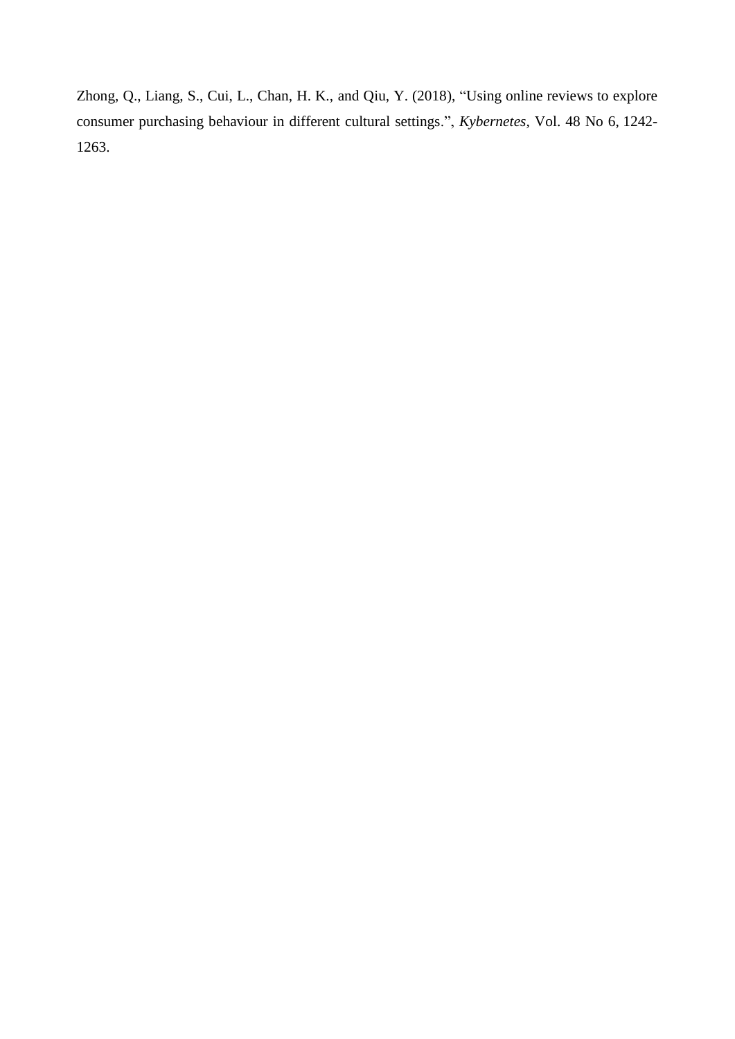Zhong, Q., Liang, S., Cui, L., Chan, H. K., and Qiu, Y. (2018), "Using online reviews to explore consumer purchasing behaviour in different cultural settings.", *Kybernetes*, Vol. 48 No 6, 1242-1263.